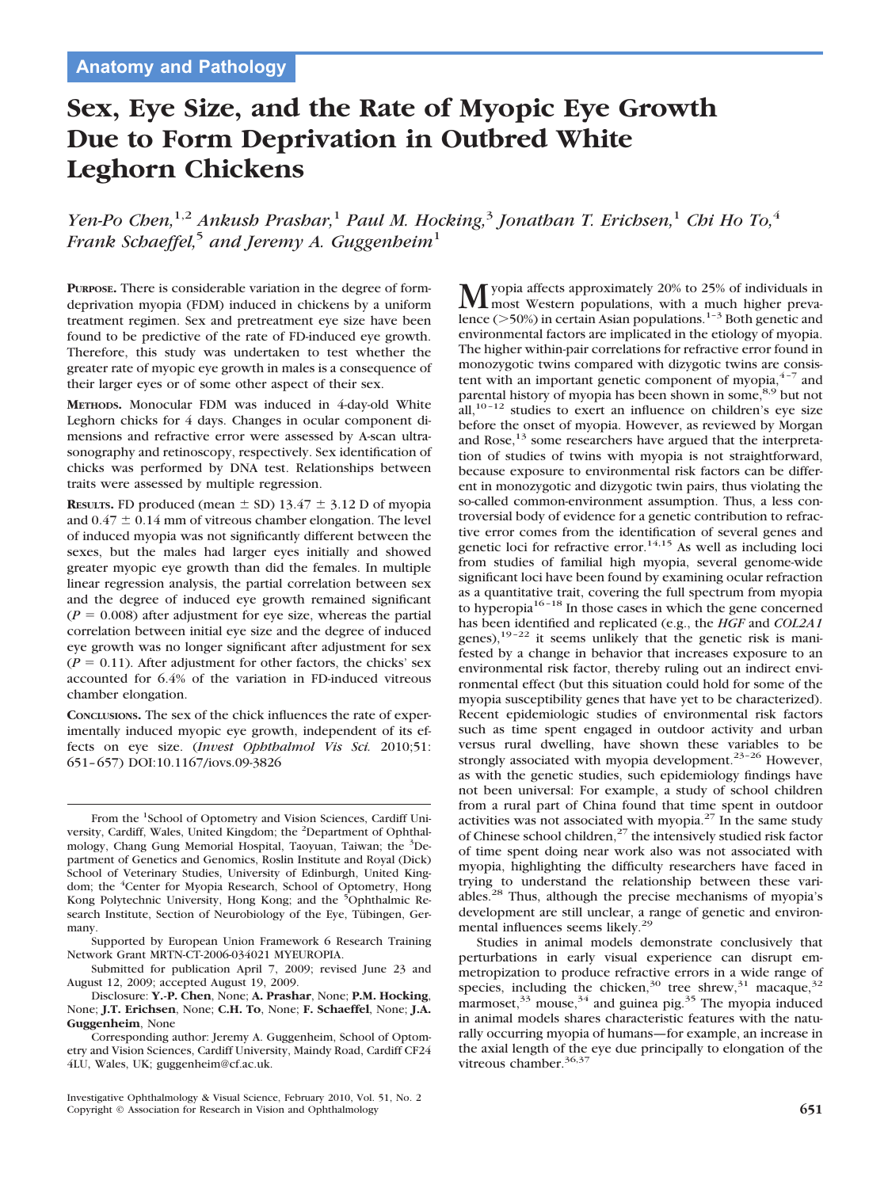Anatomy and Pathology

# Sex, Eye Size, and the Rate of Myopic Eye Growth Due to Form Deprivation in Outbred White Leghorn Chickens

*Yen-Po Chen,[1,2] Ankush Prashar,[1] Paul M. Hocking,[3] Jonathan T. Erichsen,[1] Chi Ho To,[4] Frank Schaeffel,[5] and Jeremy A. Guggenheim[1]*

**Purpose.** There is considerable variation in the degree of form-deprivation myopia (FDM) induced in chickens by a uniform treatment regimen. Sex and pretreatment eye size have been found to be predictive of the rate of FD-induced eye growth. Therefore, this study was undertaken to test whether the greater rate of myopic eye growth in males is a consequence of their larger eyes or of some other aspect of their sex.

**Methods.** Monocular FDM was induced in 4-day-old White Leghorn chicks for 4 days. Changes in ocular component dimensions and refractive error were assessed by A-scan ultrasonography and retinoscopy, respectively. Sex identification of chicks was performed by DNA test. Relationships between traits were assessed by multiple regression.

**Results.** FD produced (mean ± SD) 13.47 ± 3.12 D of myopia and 0.47 ± 0.14 mm of vitreous chamber elongation. The level of induced myopia was not significantly different between the sexes, but the males had larger eyes initially and showed greater myopic eye growth than did the females. In multiple linear regression analysis, the partial correlation between sex and the degree of induced eye growth remained significant ($P = 0.008$) after adjustment for eye size, whereas the partial correlation between initial eye size and the degree of induced eye growth was no longer significant after adjustment for sex ($P = 0.11$). After adjustment for other factors, the chicks' sex accounted for 6.4% of the variation in FD-induced vitreous chamber elongation.

**Conclusions.** The sex of the chick influences the rate of experimentally induced myopic eye growth, independent of its effects on eye size. (*Invest Ophthalmol Vis Sci.* 2010;51: 651–657) DOI:10.1167/iovs.09-3826

From the [1]School of Optometry and Vision Sciences, Cardiff University, Cardiff, Wales, United Kingdom; the [2]Department of Ophthalmology, Chang Gung Memorial Hospital, Taoyuan, Taiwan; the [3]Department of Genetics and Genomics, Roslin Institute and Royal (Dick) School of Veterinary Studies, University of Edinburgh, United Kingdom; the [4]Center for Myopia Research, School of Optometry, Hong Kong Polytechnic University, Hong Kong; and the [5]Ophthalmic Research Institute, Section of Neurobiology of the Eye, Tübingen, Germany.

Supported by European Union Framework 6 Research Training Network Grant MRTN-CT-2006-034021 MYEUROPIA.

Submitted for publication April 7, 2009; revised June 23 and August 12, 2009; accepted August 19, 2009.

Disclosure: **Y.-P. Chen**, None; **A. Prashar**, None; **P.M. Hocking**, None; **J.T. Erichsen**, None; **C.H. To**, None; **F. Schaeffel**, None; **J.A. Guggenheim**, None

Corresponding author: Jeremy A. Guggenheim, School of Optometry and Vision Sciences, Cardiff University, Maindy Road, Cardiff CF24 4LU, Wales, UK; guggenheim@cf.ac.uk.

Myopia affects approximately 20% to 25% of individuals in most Western populations, with a much higher prevalence (>50%) in certain Asian populations.[1–3] Both genetic and environmental factors are implicated in the etiology of myopia. The higher within-pair correlations for refractive error found in monozygotic twins compared with dizygotic twins are consistent with an important genetic component of myopia,[4–7] and parental history of myopia has been shown in some,[8,9] but not all,[10–12] studies to exert an influence on children's eye size before the onset of myopia. However, as reviewed by Morgan and Rose,[13] some researchers have argued that the interpretation of studies of twins with myopia is not straightforward, because exposure to environmental risk factors can be different in monozygotic and dizygotic twin pairs, thus violating the so-called common-environment assumption. Thus, a less controversial body of evidence for a genetic contribution to refractive error comes from the identification of several genes and genetic loci for refractive error.[14,15] As well as including loci from studies of familial high myopia, several genome-wide significant loci have been found by examining ocular refraction as a quantitative trait, covering the full spectrum from myopia to hyperopia[16–18] In those cases in which the gene concerned has been identified and replicated (e.g., the *HGF* and *COL2A1* genes),[19–22] it seems unlikely that the genetic risk is manifested by a change in behavior that increases exposure to an environmental risk factor, thereby ruling out an indirect environmental effect (but this situation could hold for some of the myopia susceptibility genes that have yet to be characterized). Recent epidemiologic studies of environmental risk factors such as time spent engaged in outdoor activity and urban versus rural dwelling, have shown these variables to be strongly associated with myopia development.[23–26] However, as with the genetic studies, such epidemiology findings have not been universal: For example, a study of school children from a rural part of China found that time spent in outdoor activities was not associated with myopia.[27] In the same study of Chinese school children,[27] the intensively studied risk factor of time spent doing near work also was not associated with myopia, highlighting the difficulty researchers have faced in trying to understand the relationship between these variables.[28] Thus, although the precise mechanisms of myopia's development are still unclear, a range of genetic and environmental influences seems likely.[29]

Studies in animal models demonstrate conclusively that perturbations in early visual experience can disrupt emmetropization to produce refractive errors in a wide range of species, including the chicken,[30] tree shrew,[31] macaque,[32] marmoset,[33] mouse,[34] and guinea pig.[35] The myopia induced in animal models shares characteristic features with the naturally occurring myopia of humans—for example, an increase in the axial length of the eye due principally to elongation of the vitreous chamber.[36,37]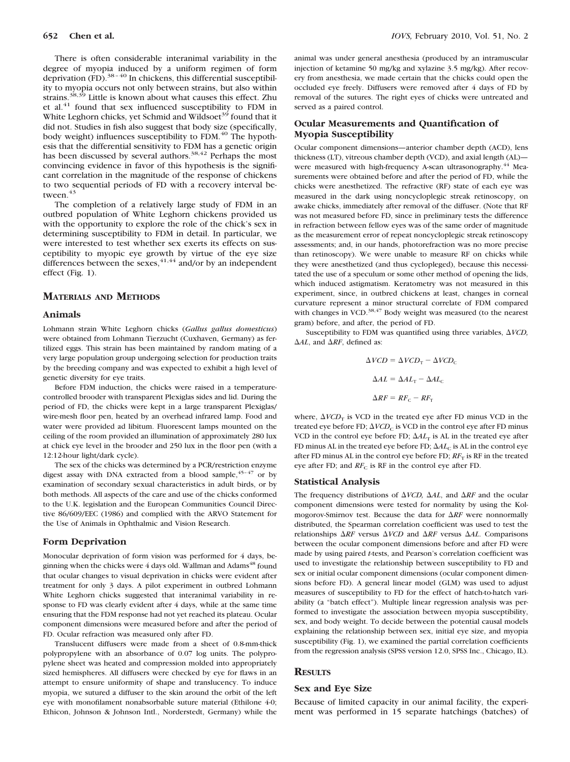There is often considerable interanimal variability in the degree of myopia induced by a uniform regimen of form deprivation (FD).[38–40] In chickens, this differential susceptibility to myopia occurs not only between strains, but also within strains.[38,39] Little is known about what causes this effect. Zhu et al.[41] found that sex influenced susceptibility to FDM in White Leghorn chicks, yet Schmid and Wildsoet[39] found that it did not. Studies in fish also suggest that body size (specifically, body weight) influences susceptibility to FDM.[40] The hypothesis that the differential sensitivity to FDM has a genetic origin has been discussed by several authors.[38,42] Perhaps the most convincing evidence in favor of this hypothesis is the significant correlation in the magnitude of the response of chickens to two sequential periods of FD with a recovery interval between.[43]

The completion of a relatively large study of FDM in an outbred population of White Leghorn chickens provided us with the opportunity to explore the role of the chick's sex in determining susceptibility to FDM in detail. In particular, we were interested to test whether sex exerts its effects on susceptibility to myopic eye growth by virtue of the eye size differences between the sexes,[41,44] and/or by an independent effect (Fig. 1).

## Materials and Methods

### Animals

Lohmann strain White Leghorn chicks (*Gallus gallus domesticus*) were obtained from Lohmann Tierzucht (Cuxhaven, Germany) as fertilized eggs. This strain has been maintained by random mating of a very large population group undergoing selection for production traits by the breeding company and was expected to exhibit a high level of genetic diversity for eye traits.

Before FDM induction, the chicks were raised in a temperature-controlled brooder with transparent Plexiglas sides and lid. During the period of FD, the chicks were kept in a large transparent Plexiglas/wire-mesh floor pen, heated by an overhead infrared lamp. Food and water were provided ad libitum. Fluorescent lamps mounted on the ceiling of the room provided an illumination of approximately 280 lux at chick eye level in the brooder and 250 lux in the floor pen (with a 12:12-hour light/dark cycle).

The sex of the chicks was determined by a PCR/restriction enzyme digest assay with DNA extracted from a blood sample,[45–47] or by examination of secondary sexual characteristics in adult birds, or by both methods. All aspects of the care and use of the chicks conformed to the U.K. legislation and the European Communities Council Directive 86/609/EEC (1986) and complied with the ARVO Statement for the Use of Animals in Ophthalmic and Vision Research.

### Form Deprivation

Monocular deprivation of form vision was performed for 4 days, beginning when the chicks were 4 days old. Wallman and Adams[48] found that ocular changes to visual deprivation in chicks were evident after treatment for only 3 days. A pilot experiment in outbred Lohmann White Leghorn chicks suggested that interanimal variability in response to FD was clearly evident after 4 days, while at the same time ensuring that the FDM response had not yet reached its plateau. Ocular component dimensions were measured before and after the period of FD. Ocular refraction was measured only after FD.

Translucent diffusers were made from a sheet of 0.8-mm-thick polypropylene with an absorbance of 0.07 log units. The polypropylene sheet was heated and compression molded into appropriately sized hemispheres. All diffusers were checked by eye for flaws in an attempt to ensure uniformity of shape and translucency. To induce myopia, we sutured a diffuser to the skin around the orbit of the left eye with monofilament nonabsorbable suture material (Ethilone 4-0; Ethicon, Johnson & Johnson Intl., Norderstedt, Germany) while the animal was under general anesthesia (produced by an intramuscular injection of ketamine 50 mg/kg and xylazine 3.5 mg/kg). After recovery from anesthesia, we made certain that the chicks could open the occluded eye freely. Diffusers were removed after 4 days of FD by removal of the sutures. The right eyes of chicks were untreated and served as a paired control.

### Ocular Measurements and Quantification of Myopia Susceptibility

Ocular component dimensions—anterior chamber depth (ACD), lens thickness (LT), vitreous chamber depth (VCD), and axial length (AL)—were measured with high-frequency A-scan ultrasonography.[44] Measurements were obtained before and after the period of FD, while the chicks were anesthetized. The refractive (RF) state of each eye was measured in the dark using noncycloplegic streak retinoscopy, on awake chicks, immediately after removal of the diffuser. (Note that RF was not measured before FD, since in preliminary tests the difference in refraction between fellow eyes was of the same order of magnitude as the measurement error of repeat noncycloplegic streak retinoscopy assessments; and, in our hands, photorefraction was no more precise than retinoscopy). We were unable to measure RF on chicks while they were anesthetized (and thus cyclopleged), because this necessitated the use of a speculum or some other method of opening the lids, which induced astigmatism. Keratometry was not measured in this experiment, since, in outbred chickens at least, changes in corneal curvature represent a minor structural correlate of FDM compared with changes in VCD.[38,47] Body weight was measured (to the nearest gram) before, and after, the period of FD.

Susceptibility to FDM was quantified using three variables, $\Delta VCD$, $\Delta AL$, and $\Delta RF$, defined as:

$$\Delta VCD = \Delta VCD_T - \Delta VCD_C$$

$$\Delta AL = \Delta AL_T - \Delta AL_C$$

$$\Delta RF = RF_C - RF_T$$

where, $\Delta VCD_T$ is VCD in the treated eye after FD minus VCD in the treated eye before FD; $\Delta VCD_C$ is VCD in the control eye after FD minus VCD in the control eye before FD; $\Delta AL_T$ is AL in the treated eye after FD minus AL in the treated eye before FD; $\Delta AL_C$ is AL in the control eye after FD minus AL in the control eye before FD; $RF_T$ is RF in the treated eye after FD; and $RF_C$ is RF in the control eye after FD.

### Statistical Analysis

The frequency distributions of $\Delta VCD$, $\Delta AL$, and $\Delta RF$ and the ocular component dimensions were tested for normality by using the Kolmogorov-Smirnov test. Because the data for $\Delta RF$ were nonnormally distributed, the Spearman correlation coefficient was used to test the relationships $\Delta RF$ versus $\Delta VCD$ and $\Delta RF$ versus $\Delta AL$. Comparisons between the ocular component dimensions before and after FD were made by using paired *t*-tests, and Pearson's correlation coefficient was used to investigate the relationship between susceptibility to FD and sex or initial ocular component dimensions (ocular component dimensions before FD). A general linear model (GLM) was used to adjust measures of susceptibility to FD for the effect of hatch-to-hatch variability (a "batch effect"). Multiple linear regression analysis was performed to investigate the association between myopia susceptibility, sex, and body weight. To decide between the potential causal models explaining the relationship between sex, initial eye size, and myopia susceptibility (Fig. 1), we examined the partial correlation coefficients from the regression analysis (SPSS version 12.0, SPSS Inc., Chicago, IL).

## Results

### Sex and Eye Size

Because of limited capacity in our animal facility, the experiment was performed in 15 separate hatchings (batches) of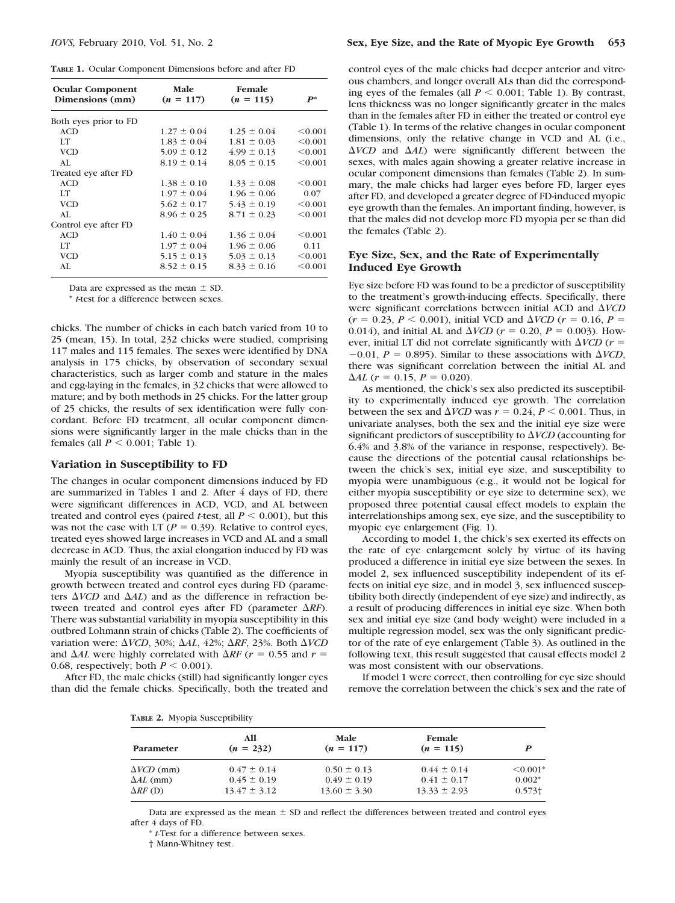**TABLE 1.** Ocular Component Dimensions before and after FD

| Ocular Component Dimensions (mm) | Male ($n$ = 117) | Female ($n$ = 115) | $P$* |
|---|---|---|---|
| Both eyes prior to FD | | | |
| ACD | 1.27 ± 0.04 | 1.25 ± 0.04 | <0.001 |
| LT | 1.83 ± 0.04 | 1.81 ± 0.03 | <0.001 |
| VCD | 5.09 ± 0.12 | 4.99 ± 0.13 | <0.001 |
| AL | 8.19 ± 0.14 | 8.05 ± 0.15 | <0.001 |
| Treated eye after FD | | | |
| ACD | 1.38 ± 0.10 | 1.33 ± 0.08 | <0.001 |
| LT | 1.97 ± 0.04 | 1.96 ± 0.06 | 0.07 |
| VCD | 5.62 ± 0.17 | 5.43 ± 0.19 | <0.001 |
| AL | 8.96 ± 0.25 | 8.71 ± 0.23 | <0.001 |
| Control eye after FD | | | |
| ACD | 1.40 ± 0.04 | 1.36 ± 0.04 | <0.001 |
| LT | 1.97 ± 0.04 | 1.96 ± 0.06 | 0.11 |
| VCD | 5.15 ± 0.13 | 5.03 ± 0.13 | <0.001 |
| AL | 8.52 ± 0.15 | 8.33 ± 0.16 | <0.001 |

Data are expressed as the mean ± SD.

* $t$-test for a difference between sexes.

chicks. The number of chicks in each batch varied from 10 to 25 (mean, 15). In total, 232 chicks were studied, comprising 117 males and 115 females. The sexes were identified by DNA analysis in 175 chicks, by observation of secondary sexual characteristics, such as larger comb and stature in the males and egg-laying in the females, in 32 chicks that were allowed to mature; and by both methods in 25 chicks. For the latter group of 25 chicks, the results of sex identification were fully concordant. Before FD treatment, all ocular component dimensions were significantly larger in the male chicks than in the females (all $P < 0.001$; Table 1).

### Variation in Susceptibility to FD

The changes in ocular component dimensions induced by FD are summarized in Tables 1 and 2. After 4 days of FD, there were significant differences in ACD, VCD, and AL between treated and control eyes (paired $t$-test, all $P < 0.001$), but this was not the case with LT ($P = 0.39$). Relative to control eyes, treated eyes showed large increases in VCD and AL and a small decrease in ACD. Thus, the axial elongation induced by FD was mainly the result of an increase in VCD.

Myopia susceptibility was quantified as the difference in growth between treated and control eyes during FD (parameters $\Delta VCD$ and $\Delta AL$) and as the difference in refraction between treated and control eyes after FD (parameter $\Delta RF$). There was substantial variability in myopia susceptibility in this outbred Lohmann strain of chicks (Table 2). The coefficients of variation were: $\Delta VCD$, 30%; $\Delta AL$, 42%; $\Delta RF$, 23%. Both $\Delta VCD$ and $\Delta AL$ were highly correlated with $\Delta RF$ ($r = 0.55$ and $r = 0.68$, respectively; both $P < 0.001$).

After FD, the male chicks (still) had significantly longer eyes than did the female chicks. Specifically, both the treated and control eyes of the male chicks had deeper anterior and vitreous chambers, and longer overall ALs than did the corresponding eyes of the females (all $P < 0.001$; Table 1). By contrast, lens thickness was no longer significantly greater in the males than in the females after FD in either the treated or control eye (Table 1). In terms of the relative changes in ocular component dimensions, only the relative change in VCD and AL (i.e., $\Delta VCD$ and $\Delta AL$) were significantly different between the sexes, with males again showing a greater relative increase in ocular component dimensions than females (Table 2). In summary, the male chicks had larger eyes before FD, larger eyes after FD, and developed a greater degree of FD-induced myopic eye growth than the females. An important finding, however, is that the males did not develop more FD myopia per se than did the females (Table 2).

### Eye Size, Sex, and the Rate of Experimentally Induced Eye Growth

Eye size before FD was found to be a predictor of susceptibility to the treatment's growth-inducing effects. Specifically, there were significant correlations between initial ACD and $\Delta VCD$ ($r = 0.23$, $P < 0.001$), initial VCD and $\Delta VCD$ ($r = 0.16$, $P = 0.014$), and initial AL and $\Delta VCD$ ($r = 0.20$, $P = 0.003$). However, initial LT did not correlate significantly with $\Delta VCD$ ($r = -0.01$, $P = 0.895$). Similar to these associations with $\Delta VCD$, there was significant correlation between the initial AL and $\Delta AL$ ($r = 0.15$, $P = 0.020$).

As mentioned, the chick's sex also predicted its susceptibility to experimentally induced eye growth. The correlation between the sex and $\Delta VCD$ was $r = 0.24$, $P < 0.001$. Thus, in univariate analyses, both the sex and the initial eye size were significant predictors of susceptibility to $\Delta VCD$ (accounting for 6.4% and 3.8% of the variance in response, respectively). Because the directions of the potential causal relationships between the chick's sex, initial eye size, and susceptibility to myopia were unambiguous (e.g., it would not be logical for either myopia susceptibility or eye size to determine sex), we proposed three potential causal effect models to explain the interrelationships among sex, eye size, and the susceptibility to myopic eye enlargement (Fig. 1).

According to model 1, the chick's sex exerted its effects on the rate of eye enlargement solely by virtue of its having produced a difference in initial eye size between the sexes. In model 2, sex influenced susceptibility independent of its effects on initial eye size, and in model 3, sex influenced susceptibility both directly (independent of eye size) and indirectly, as a result of producing differences in initial eye size. When both sex and initial eye size (and body weight) were included in a multiple regression model, sex was the only significant predictor of the rate of eye enlargement (Table 3). As outlined in the following text, this result suggested that causal effects model 2 was most consistent with our observations.

If model 1 were correct, then controlling for eye size should remove the correlation between the chick's sex and the rate of

**TABLE 2.** Myopia Susceptibility

| Parameter | All ($n$ = 232) | Male ($n$ = 117) | Female ($n$ = 115) | $P$ |
|---|---|---|---|---|
| $\Delta VCD$ (mm) | 0.47 ± 0.14 | 0.50 ± 0.13 | 0.44 ± 0.14 | <0.001* |
| $\Delta AL$ (mm) | 0.45 ± 0.19 | 0.49 ± 0.19 | 0.41 ± 0.17 | 0.002* |
| $\Delta RF$ (D) | 13.47 ± 3.12 | 13.60 ± 3.30 | 13.33 ± 2.93 | 0.573† |

Data are expressed as the mean ± SD and reflect the differences between treated and control eyes after 4 days of FD.

* $t$-Test for a difference between sexes.

† Mann-Whitney test.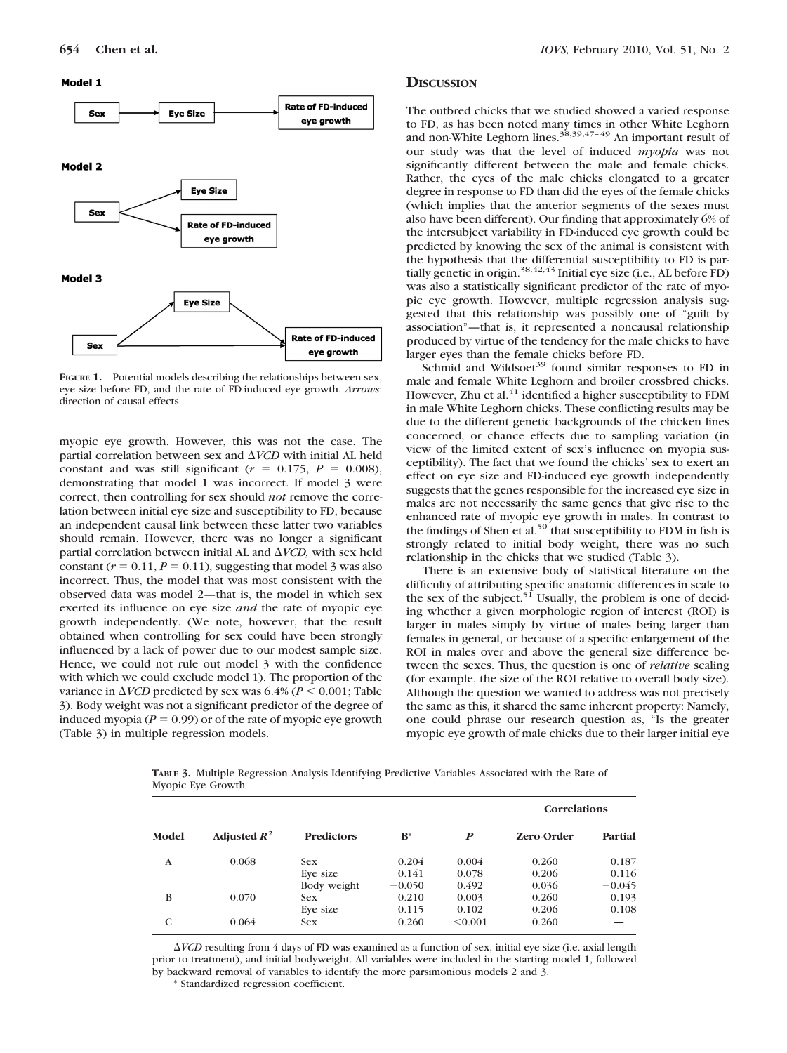**Model 1**

Sex → Eye Size → Rate of FD-induced eye growth

**Model 2**

Sex → Eye Size

Sex → Rate of FD-induced eye growth

**Model 3**

Sex → Eye Size → Rate of FD-induced eye growth

Sex → Rate of FD-induced eye growth

**Figure 1.** Potential models describing the relationships between sex, eye size before FD, and the rate of FD-induced eye growth. *Arrows*: direction of causal effects.

myopic eye growth. However, this was not the case. The partial correlation between sex and $\Delta VCD$ with initial AL held constant and was still significant ($r = 0.175$, $P = 0.008$), demonstrating that model 1 was incorrect. If model 3 were correct, then controlling for sex should *not* remove the correlation between initial eye size and susceptibility to FD, because an independent causal link between these latter two variables should remain. However, there was no longer a significant partial correlation between initial AL and $\Delta VCD$, with sex held constant ($r = 0.11$, $P = 0.11$), suggesting that model 3 was also incorrect. Thus, the model that was most consistent with the observed data was model 2—that is, the model in which sex exerted its influence on eye size *and* the rate of myopic eye growth independently. (We note, however, that the result obtained when controlling for sex could have been strongly influenced by a lack of power due to our modest sample size. Hence, we could not rule out model 3 with the confidence with which we could exclude model 1). The proportion of the variance in $\Delta VCD$ predicted by sex was 6.4% ($P < 0.001$; Table 3). Body weight was not a significant predictor of the degree of induced myopia ($P = 0.99$) or of the rate of myopic eye growth (Table 3) in multiple regression models.

## Discussion

The outbred chicks that we studied showed a varied response to FD, as has been noted many times in other White Leghorn and non-White Leghorn lines.[38,39,47–49] An important result of our study was that the level of induced *myopia* was not significantly different between the male and female chicks. Rather, the eyes of the male chicks elongated to a greater degree in response to FD than did the eyes of the female chicks (which implies that the anterior segments of the sexes must also have been different). Our finding that approximately 6% of the intersubject variability in FD-induced eye growth could be predicted by knowing the sex of the animal is consistent with the hypothesis that the differential susceptibility to FD is partially genetic in origin.[38,42,43] Initial eye size (i.e., AL before FD) was also a statistically significant predictor of the rate of myopic eye growth. However, multiple regression analysis suggested that this relationship was possibly one of "guilt by association"—that is, it represented a noncausal relationship produced by virtue of the tendency for the male chicks to have larger eyes than the female chicks before FD.

Schmid and Wildsoet[39] found similar responses to FD in male and female White Leghorn and broiler crossbred chicks. However, Zhu et al.[41] identified a higher susceptibility to FDM in male White Leghorn chicks. These conflicting results may be due to the different genetic backgrounds of the chicken lines concerned, or chance effects due to sampling variation (in view of the limited extent of sex's influence on myopia susceptibility). The fact that we found the chicks' sex to exert an effect on eye size and FD-induced eye growth independently suggests that the genes responsible for the increased eye size in males are not necessarily the same genes that give rise to the enhanced rate of myopic eye growth in males. In contrast to the findings of Shen et al.[50] that susceptibility to FDM in fish is strongly related to initial body weight, there was no such relationship in the chicks that we studied (Table 3).

There is an extensive body of statistical literature on the difficulty of attributing specific anatomic differences in scale to the sex of the subject.[51] Usually, the problem is one of deciding whether a given morphologic region of interest (ROI) is larger in males simply by virtue of males being larger than females in general, or because of a specific enlargement of the ROI in males over and above the general size difference between the sexes. Thus, the question is one of *relative* scaling (for example, the size of the ROI relative to overall body size). Although the question we wanted to address was not precisely the same as this, it shared the same inherent property: Namely, one could phrase our research question as, "Is the greater myopic eye growth of male chicks due to their larger initial eye

**Table 3.** Multiple Regression Analysis Identifying Predictive Variables Associated with the Rate of Myopic Eye Growth

| Model | Adjusted $R^2$ | Predictors | B* | $P$ | Correlations: Zero-Order | Correlations: Partial |
|---|---|---|---|---|---|---|
| A | 0.068 | Sex | 0.204 | 0.004 | 0.260 | 0.187 |
| | | Eye size | 0.141 | 0.078 | 0.206 | 0.116 |
| | | Body weight | −0.050 | 0.492 | 0.036 | −0.045 |
| B | 0.070 | Sex | 0.210 | 0.003 | 0.260 | 0.193 |
| | | Eye size | 0.115 | 0.102 | 0.206 | 0.108 |
| C | 0.064 | Sex | 0.260 | <0.001 | 0.260 | — |

$\Delta VCD$ resulting from 4 days of FD was examined as a function of sex, initial eye size (i.e. axial length prior to treatment), and initial bodyweight. All variables were included in the starting model 1, followed by backward removal of variables to identify the more parsimonious models 2 and 3.

* Standardized regression coefficient.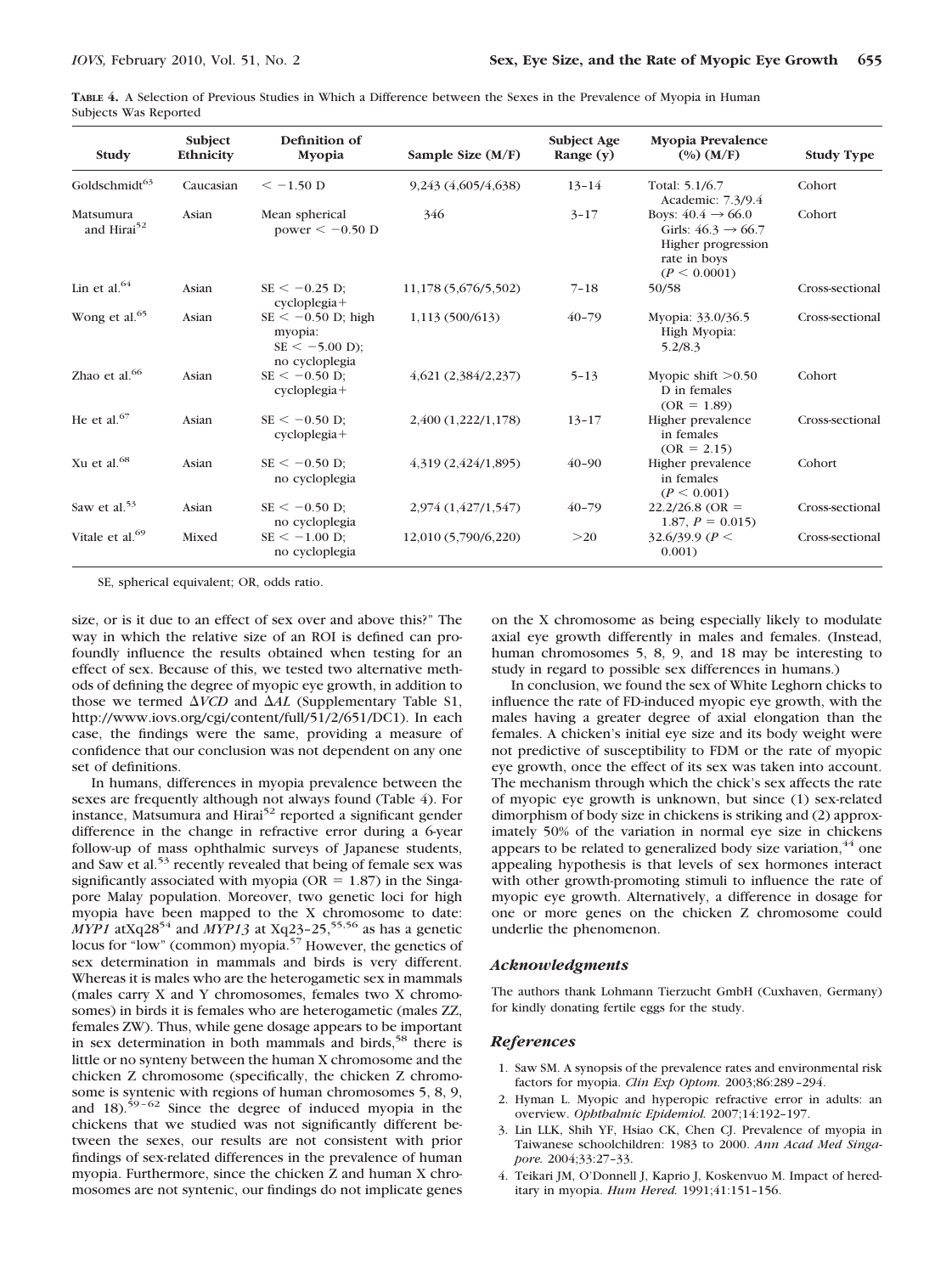**TABLE 4.** A Selection of Previous Studies in Which a Difference between the Sexes in the Prevalence of Myopia in Human Subjects Was Reported

| Study | Subject Ethnicity | Definition of Myopia | Sample Size (M/F) | Subject Age Range (y) | Myopia Prevalence (%) (M/F) | Study Type |
|---|---|---|---|---|---|---|
| Goldschmidt[63] | Caucasian | $< -1.50$ D | 9,243 (4,605/4,638) | 13–14 | Total: 5.1/6.7 Academic: 7.3/9.4 | Cohort |
| Matsumura and Hirai[52] | Asian | Mean spherical power $< -0.50$ D | 346 | 3–17 | Boys: $40.4 \rightarrow 66.0$ Girls: $46.3 \rightarrow 66.7$ Higher progression rate in boys ($P < 0.0001$) | Cohort |
| Lin et al.[64] | Asian | SE $< -0.25$ D; cycloplegia+ | 11,178 (5,676/5,502) | 7–18 | 50/58 | Cross-sectional |
| Wong et al.[65] | Asian | SE $< -0.50$ D; high myopia: SE $< -5.00$ D); no cycloplegia | 1,113 (500/613) | 40–79 | Myopia: 33.0/36.5 High Myopia: 5.2/8.3 | Cross-sectional |
| Zhao et al.[66] | Asian | SE $< -0.50$ D; cycloplegia+ | 4,621 (2,384/2,237) | 5–13 | Myopic shift $>0.50$ D in females (OR = 1.89) | Cohort |
| He et al.[67] | Asian | SE $< -0.50$ D; cycloplegia+ | 2,400 (1,222/1,178) | 13–17 | Higher prevalence in females (OR = 2.15) | Cross-sectional |
| Xu et al.[68] | Asian | SE $< -0.50$ D; no cycloplegia | 4,319 (2,424/1,895) | 40–90 | Higher prevalence in females ($P < 0.001$) | Cohort |
| Saw et al.[53] | Asian | SE $< -0.50$ D; no cycloplegia | 2,974 (1,427/1,547) | 40–79 | 22.2/26.8 (OR = 1.87, $P = 0.015$) | Cross-sectional |
| Vitale et al.[69] | Mixed | SE $< -1.00$ D; no cycloplegia | 12,010 (5,790/6,220) | $>20$ | 32.6/39.9 ($P < 0.001$) | Cross-sectional |

SE, spherical equivalent; OR, odds ratio.

size, or is it due to an effect of sex over and above this?" The way in which the relative size of an ROI is defined can profoundly influence the results obtained when testing for an effect of sex. Because of this, we tested two alternative methods of defining the degree of myopic eye growth, in addition to those we termed $\Delta VCD$ and $\Delta AL$ (Supplementary Table S1, http://www.iovs.org/cgi/content/full/51/2/651/DC1). In each case, the findings were the same, providing a measure of confidence that our conclusion was not dependent on any one set of definitions.

In humans, differences in myopia prevalence between the sexes are frequently although not always found (Table 4). For instance, Matsumura and Hirai[52] reported a significant gender difference in the change in refractive error during a 6-year follow-up of mass ophthalmic surveys of Japanese students, and Saw et al.[53] recently revealed that being of female sex was significantly associated with myopia (OR = 1.87) in the Singapore Malay population. Moreover, two genetic loci for high myopia have been mapped to the X chromosome to date: *MYP1* atXq28[54] and *MYP13* at Xq23–25,[55,56] as has a genetic locus for "low" (common) myopia.[57] However, the genetics of sex determination in mammals and birds is very different. Whereas it is males who are the heterogametic sex in mammals (males carry X and Y chromosomes, females two X chromosomes) in birds it is females who are heterogametic (males ZZ, females ZW). Thus, while gene dosage appears to be important in sex determination in both mammals and birds,[58] there is little or no synteny between the human X chromosome and the chicken Z chromosome (specifically, the chicken Z chromosome is syntenic with regions of human chromosomes 5, 8, 9, and 18).[59–62] Since the degree of induced myopia in the chickens that we studied was not significantly different between the sexes, our results are not consistent with prior findings of sex-related differences in the prevalence of human myopia. Furthermore, since the chicken Z and human X chromosomes are not syntenic, our findings do not implicate genes on the X chromosome as being especially likely to modulate axial eye growth differently in males and females. (Instead, human chromosomes 5, 8, 9, and 18 may be interesting to study in regard to possible sex differences in humans.)

In conclusion, we found the sex of White Leghorn chicks to influence the rate of FD-induced myopic eye growth, with the males having a greater degree of axial elongation than the females. A chicken's initial eye size and its body weight were not predictive of susceptibility to FDM or the rate of myopic eye growth, once the effect of its sex was taken into account. The mechanism through which the chick's sex affects the rate of myopic eye growth is unknown, but since (1) sex-related dimorphism of body size in chickens is striking and (2) approximately 50% of the variation in normal eye size in chickens appears to be related to generalized body size variation,[44] one appealing hypothesis is that levels of sex hormones interact with other growth-promoting stimuli to influence the rate of myopic eye growth. Alternatively, a difference in dosage for one or more genes on the chicken Z chromosome could underlie the phenomenon.

## *Acknowledgments*

The authors thank Lohmann Tierzucht GmbH (Cuxhaven, Germany) for kindly donating fertile eggs for the study.

## *References*

1. Saw SM. A synopsis of the prevalence rates and environmental risk factors for myopia. *Clin Exp Optom.* 2003;86:289–294.
2. Hyman L. Myopic and hyperopic refractive error in adults: an overview. *Ophthalmic Epidemiol.* 2007;14:192–197.
3. Lin LLK, Shih YF, Hsiao CK, Chen CJ. Prevalence of myopia in Taiwanese schoolchildren: 1983 to 2000. *Ann Acad Med Singapore.* 2004;33:27–33.
4. Teikari JM, O'Donnell J, Kaprio J, Koskenvuo M. Impact of hereditary in myopia. *Hum Hered.* 1991;41:151–156.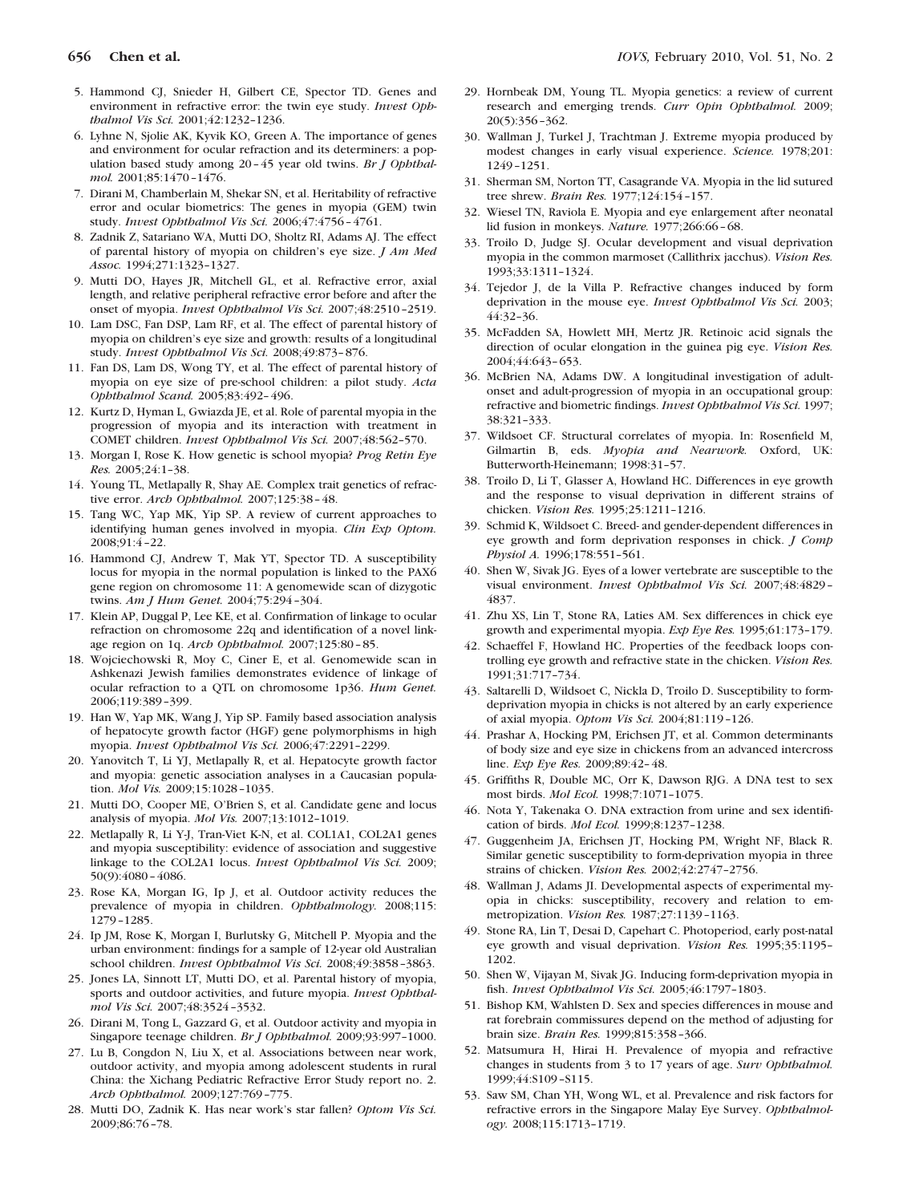5. Hammond CJ, Snieder H, Gilbert CE, Spector TD. Genes and environment in refractive error: the twin eye study. *Invest Ophthalmol Vis Sci.* 2001;42:1232–1236.
6. Lyhne N, Sjolie AK, Kyvik KO, Green A. The importance of genes and environment for ocular refraction and its determiners: a population based study among 20–45 year old twins. *Br J Ophthalmol.* 2001;85:1470–1476.
7. Dirani M, Chamberlain M, Shekar SN, et al. Heritability of refractive error and ocular biometrics: The genes in myopia (GEM) twin study. *Invest Ophthalmol Vis Sci.* 2006;47:4756–4761.
8. Zadnik Z, Satariano WA, Mutti DO, Sholtz RI, Adams AJ. The effect of parental history of myopia on children's eye size. *J Am Med Assoc.* 1994;271:1323–1327.
9. Mutti DO, Hayes JR, Mitchell GL, et al. Refractive error, axial length, and relative peripheral refractive error before and after the onset of myopia. *Invest Ophthalmol Vis Sci.* 2007;48:2510–2519.
10. Lam DSC, Fan DSP, Lam RF, et al. The effect of parental history of myopia on children's eye size and growth: results of a longitudinal study. *Invest Ophthalmol Vis Sci.* 2008;49:873–876.
11. Fan DS, Lam DS, Wong TY, et al. The effect of parental history of myopia on eye size of pre-school children: a pilot study. *Acta Ophthalmol Scand.* 2005;83:492–496.
12. Kurtz D, Hyman L, Gwiazda JE, et al. Role of parental myopia in the progression of myopia and its interaction with treatment in COMET children. *Invest Ophthalmol Vis Sci.* 2007;48:562–570.
13. Morgan I, Rose K. How genetic is school myopia? *Prog Retin Eye Res.* 2005;24:1–38.
14. Young TL, Metlapally R, Shay AE. Complex trait genetics of refractive error. *Arch Ophthalmol.* 2007;125:38–48.
15. Tang WC, Yap MK, Yip SP. A review of current approaches to identifying human genes involved in myopia. *Clin Exp Optom.* 2008;91:4–22.
16. Hammond CJ, Andrew T, Mak YT, Spector TD. A susceptibility locus for myopia in the normal population is linked to the PAX6 gene region on chromosome 11: A genomewide scan of dizygotic twins. *Am J Hum Genet.* 2004;75:294–304.
17. Klein AP, Duggal P, Lee KE, et al. Confirmation of linkage to ocular refraction on chromosome 22q and identification of a novel linkage region on 1q. *Arch Ophthalmol.* 2007;125:80–85.
18. Wojciechowski R, Moy C, Ciner E, et al. Genomewide scan in Ashkenazi Jewish families demonstrates evidence of linkage of ocular refraction to a QTL on chromosome 1p36. *Hum Genet.* 2006;119:389–399.
19. Han W, Yap MK, Wang J, Yip SP. Family based association analysis of hepatocyte growth factor (HGF) gene polymorphisms in high myopia. *Invest Ophthalmol Vis Sci.* 2006;47:2291–2299.
20. Yanovitch T, Li YJ, Metlapally R, et al. Hepatocyte growth factor and myopia: genetic association analyses in a Caucasian population. *Mol Vis.* 2009;15:1028–1035.
21. Mutti DO, Cooper ME, O'Brien S, et al. Candidate gene and locus analysis of myopia. *Mol Vis.* 2007;13:1012–1019.
22. Metlapally R, Li Y-J, Tran-Viet K-N, et al. COL1A1, COL2A1 genes and myopia susceptibility: evidence of association and suggestive linkage to the COL2A1 locus. *Invest Ophthalmol Vis Sci.* 2009; 50(9):4080–4086.
23. Rose KA, Morgan IG, Ip J, et al. Outdoor activity reduces the prevalence of myopia in children. *Ophthalmology.* 2008;115: 1279–1285.
24. Ip JM, Rose K, Morgan I, Burlutsky G, Mitchell P. Myopia and the urban environment: findings for a sample of 12-year old Australian school children. *Invest Ophthalmol Vis Sci.* 2008;49:3858–3863.
25. Jones LA, Sinnott LT, Mutti DO, et al. Parental history of myopia, sports and outdoor activities, and future myopia. *Invest Ophthalmol Vis Sci.* 2007;48:3524–3532.
26. Dirani M, Tong L, Gazzard G, et al. Outdoor activity and myopia in Singapore teenage children. *Br J Ophthalmol.* 2009;93:997–1000.
27. Lu B, Congdon N, Liu X, et al. Associations between near work, outdoor activity, and myopia among adolescent students in rural China: the Xichang Pediatric Refractive Error Study report no. 2. *Arch Ophthalmol.* 2009;127:769–775.
28. Mutti DO, Zadnik K. Has near work's star fallen? *Optom Vis Sci.* 2009;86:76–78.
29. Hornbeak DM, Young TL. Myopia genetics: a review of current research and emerging trends. *Curr Opin Ophthalmol.* 2009; 20(5):356–362.
30. Wallman J, Turkel J, Trachtman J. Extreme myopia produced by modest changes in early visual experience. *Science.* 1978;201: 1249–1251.
31. Sherman SM, Norton TT, Casagrande VA. Myopia in the lid sutured tree shrew. *Brain Res.* 1977;124:154–157.
32. Wiesel TN, Raviola E. Myopia and eye enlargement after neonatal lid fusion in monkeys. *Nature.* 1977;266:66–68.
33. Troilo D, Judge SJ. Ocular development and visual deprivation myopia in the common marmoset (Callithrix jacchus). *Vision Res.* 1993;33:1311–1324.
34. Tejedor J, de la Villa P. Refractive changes induced by form deprivation in the mouse eye. *Invest Ophthalmol Vis Sci.* 2003; 44:32–36.
35. McFadden SA, Howlett MH, Mertz JR. Retinoic acid signals the direction of ocular elongation in the guinea pig eye. *Vision Res.* 2004;44:643–653.
36. McBrien NA, Adams DW. A longitudinal investigation of adult-onset and adult-progression of myopia in an occupational group: refractive and biometric findings. *Invest Ophthalmol Vis Sci.* 1997; 38:321–333.
37. Wildsoet CF. Structural correlates of myopia. In: Rosenfield M, Gilmartin B, eds. *Myopia and Nearwork.* Oxford, UK: Butterworth-Heinemann; 1998:31–57.
38. Troilo D, Li T, Glasser A, Howland HC. Differences in eye growth and the response to visual deprivation in different strains of chicken. *Vision Res.* 1995;25:1211–1216.
39. Schmid K, Wildsoet C. Breed- and gender-dependent differences in eye growth and form deprivation responses in chick. *J Comp Physiol A.* 1996;178:551–561.
40. Shen W, Sivak JG. Eyes of a lower vertebrate are susceptible to the visual environment. *Invest Ophthalmol Vis Sci.* 2007;48:4829–4837.
41. Zhu XS, Lin T, Stone RA, Laties AM. Sex differences in chick eye growth and experimental myopia. *Exp Eye Res.* 1995;61:173–179.
42. Schaeffel F, Howland HC. Properties of the feedback loops controlling eye growth and refractive state in the chicken. *Vision Res.* 1991;31:717–734.
43. Saltarelli D, Wildsoet C, Nickla D, Troilo D. Susceptibility to form-deprivation myopia in chicks is not altered by an early experience of axial myopia. *Optom Vis Sci.* 2004;81:119–126.
44. Prashar A, Hocking PM, Erichsen JT, et al. Common determinants of body size and eye size in chickens from an advanced intercross line. *Exp Eye Res.* 2009;89:42–48.
45. Griffiths R, Double MC, Orr K, Dawson RJG. A DNA test to sex most birds. *Mol Ecol.* 1998;7:1071–1075.
46. Nota Y, Takenaka O. DNA extraction from urine and sex identification of birds. *Mol Ecol.* 1999;8:1237–1238.
47. Guggenheim JA, Erichsen JT, Hocking PM, Wright NF, Black R. Similar genetic susceptibility to form-deprivation myopia in three strains of chicken. *Vision Res.* 2002;42:2747–2756.
48. Wallman J, Adams JI. Developmental aspects of experimental myopia in chicks: susceptibility, recovery and relation to emmetropization. *Vision Res.* 1987;27:1139–1163.
49. Stone RA, Lin T, Desai D, Capehart C. Photoperiod, early post-natal eye growth and visual deprivation. *Vision Res.* 1995;35:1195–1202.
50. Shen W, Vijayan M, Sivak JG. Inducing form-deprivation myopia in fish. *Invest Ophthalmol Vis Sci.* 2005;46:1797–1803.
51. Bishop KM, Wahlsten D. Sex and species differences in mouse and rat forebrain commissures depend on the method of adjusting for brain size. *Brain Res.* 1999;815:358–366.
52. Matsumura H, Hirai H. Prevalence of myopia and refractive changes in students from 3 to 17 years of age. *Surv Ophthalmol.* 1999;44:S109–S115.
53. Saw SM, Chan YH, Wong WL, et al. Prevalence and risk factors for refractive errors in the Singapore Malay Eye Survey. *Ophthalmology.* 2008;115:1713–1719.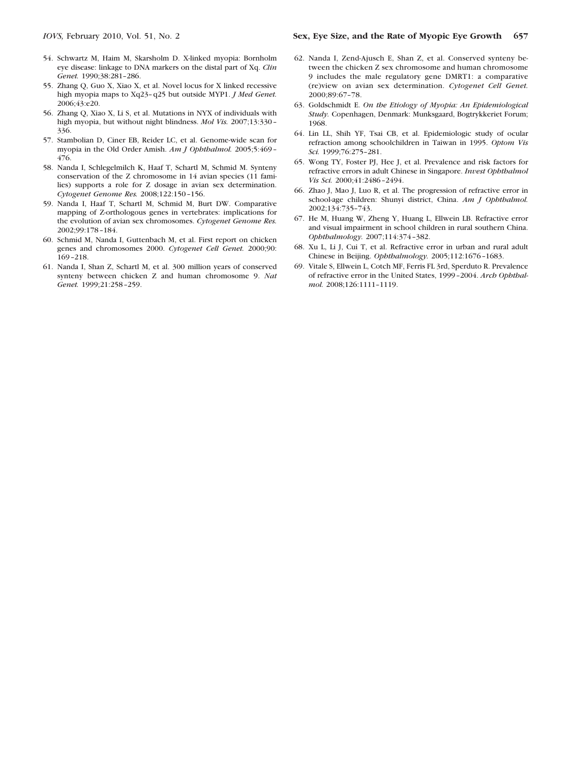54. Schwartz M, Haim M, Skarsholm D. X-linked myopia: Bornholm eye disease: linkage to DNA markers on the distal part of Xq. *Clin Genet.* 1990;38:281–286.
55. Zhang Q, Guo X, Xiao X, et al. Novel locus for X linked recessive high myopia maps to Xq23–q25 but outside MYP1. *J Med Genet.* 2006;43:e20.
56. Zhang Q, Xiao X, Li S, et al. Mutations in NYX of individuals with high myopia, but without night blindness. *Mol Vis.* 2007;13:330–336.
57. Stambolian D, Ciner EB, Reider LC, et al. Genome-wide scan for myopia in the Old Order Amish. *Am J Ophthalmol.* 2005;5:469–476.
58. Nanda I, Schlegelmilch K, Haaf T, Schartl M, Schmid M. Synteny conservation of the Z chromosome in 14 avian species (11 families) supports a role for Z dosage in avian sex determination. *Cytogenet Genome Res.* 2008;122:150–156.
59. Nanda I, Haaf T, Schartl M, Schmid M, Burt DW. Comparative mapping of Z-orthologous genes in vertebrates: implications for the evolution of avian sex chromosomes. *Cytogenet Genome Res.* 2002;99:178–184.
60. Schmid M, Nanda I, Guttenbach M, et al. First report on chicken genes and chromosomes 2000. *Cytogenet Cell Genet.* 2000;90:169–218.
61. Nanda I, Shan Z, Schartl M, et al. 300 million years of conserved synteny between chicken Z and human chromosome 9. *Nat Genet.* 1999;21:258–259.
62. Nanda I, Zend-Ajusch E, Shan Z, et al. Conserved synteny between the chicken Z sex chromosome and human chromosome 9 includes the male regulatory gene DMRT1: a comparative (re)view on avian sex determination. *Cytogenet Cell Genet.* 2000;89:67–78.
63. Goldschmidt E. *On the Etiology of Myopia: An Epidemiological Study.* Copenhagen, Denmark: Munksgaard, Bogtrykkeriet Forum; 1968.
64. Lin LL, Shih YF, Tsai CB, et al. Epidemiologic study of ocular refraction among schoolchildren in Taiwan in 1995. *Optom Vis Sci.* 1999;76:275–281.
65. Wong TY, Foster PJ, Hee J, et al. Prevalence and risk factors for refractive errors in adult Chinese in Singapore. *Invest Ophthalmol Vis Sci.* 2000;41:2486–2494.
66. Zhao J, Mao J, Luo R, et al. The progression of refractive error in school-age children: Shunyi district, China. *Am J Ophthalmol.* 2002;134:735–743.
67. He M, Huang W, Zheng Y, Huang L, Ellwein LB. Refractive error and visual impairment in school children in rural southern China. *Ophthalmology.* 2007;114:374–382.
68. Xu L, Li J, Cui T, et al. Refractive error in urban and rural adult Chinese in Beijing. *Ophthalmology.* 2005;112:1676–1683.
69. Vitale S, Ellwein L, Cotch MF, Ferris FL 3rd, Sperduto R. Prevalence of refractive error in the United States, 1999–2004. *Arch Ophthalmol.* 2008;126:1111–1119.